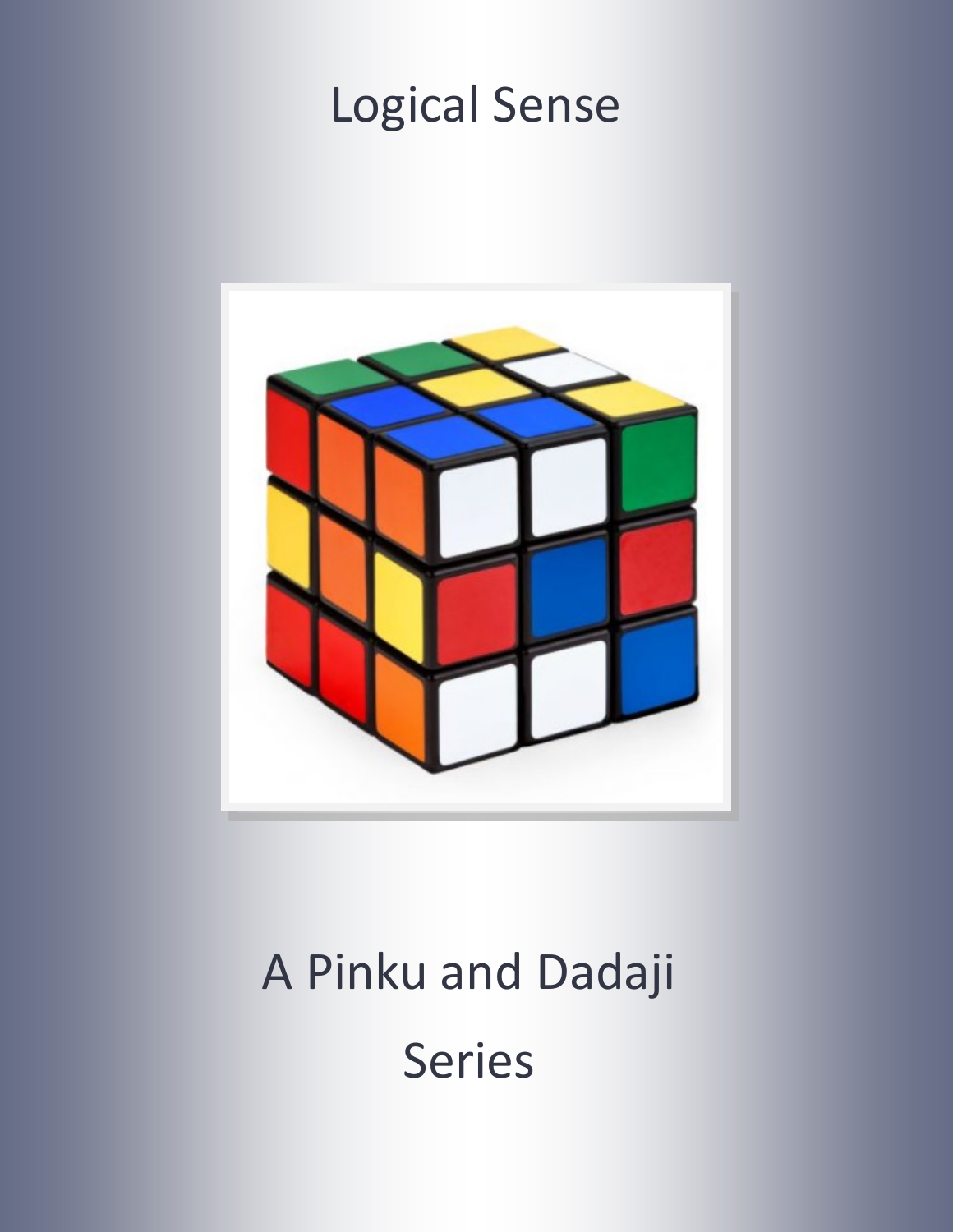# Logical Sense

A Pinku and Dadaji

Series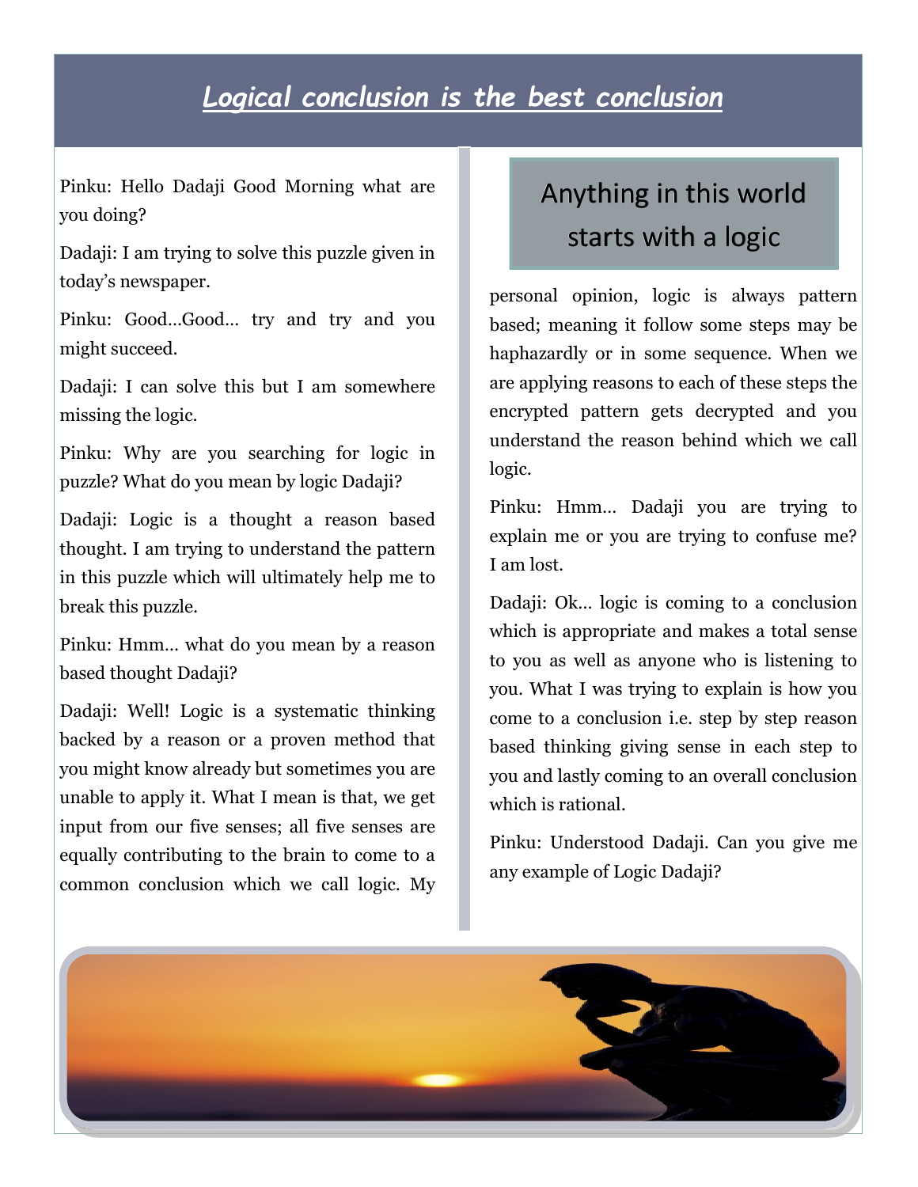# *Logical conclusion is the best conclusion*

Pinku: Hello Dadaji Good Morning what are you doing?

Dadaji: I am trying to solve this puzzle given in today's newspaper.

Pinku: Good…Good… try and try and you might succeed.

Dadaji: I can solve this but I am somewhere missing the logic.

Pinku: Why are you searching for logic in puzzle? What do you mean by logic Dadaji?

Dadaji: Logic is a thought a reason based thought. I am trying to understand the pattern in this puzzle which will ultimately help me to break this puzzle.

Pinku: Hmm… what do you mean by a reason based thought Dadaji?

Dadaji: Well! Logic is a systematic thinking backed by a reason or a proven method that you might know already but sometimes you are unable to apply it. What I mean is that, we get input from our five senses; all five senses are equally contributing to the brain to come to a common conclusion which we call logic. My personal opinion, logic is always pattern based; meaning it follow some steps may be haphazardly or in some sequence. When we are applying reasons to each of these steps the encrypted pattern gets decrypted and you understand the reason behind which we call logic.

> Anything in this world starts with a logic

Pinku: Hmm… Dadaji you are trying to explain me or you are trying to confuse me? I am lost.

Dadaji: Ok… logic is coming to a conclusion which is appropriate and makes a total sense to you as well as anyone who is listening to you. What I was trying to explain is how you come to a conclusion i.e. step by step reason based thinking giving sense in each step to you and lastly coming to an overall conclusion which is rational.

Pinku: Understood Dadaji. Can you give me any example of Logic Dadaji?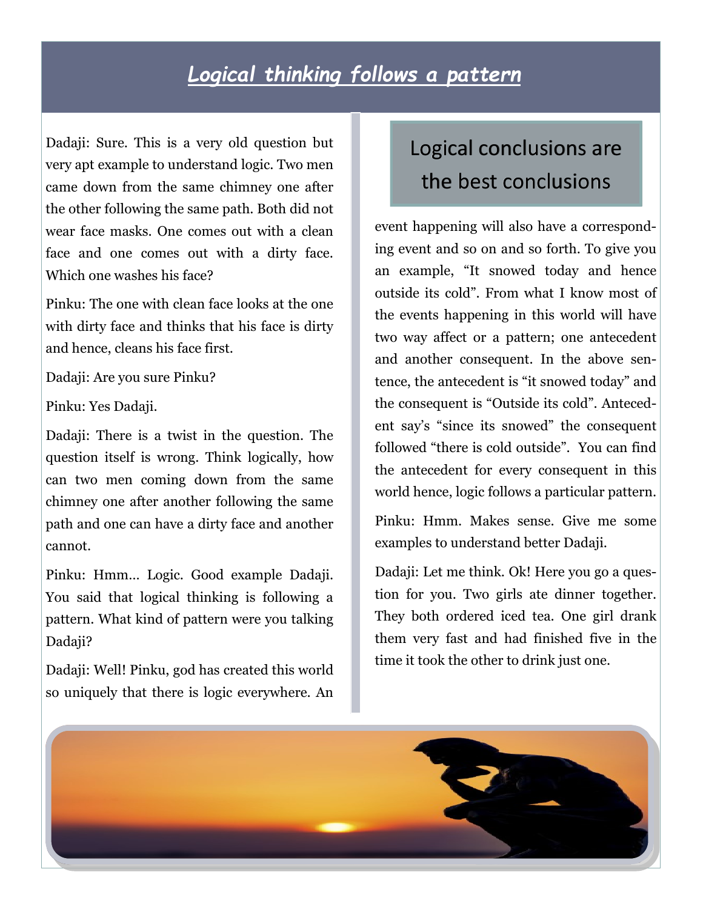## *Logical thinking follows a pattern*

Dadaji: Sure. This is a very old question but very apt example to understand logic. Two men came down from the same chimney one after the other following the same path. Both did not wear face masks. One comes out with a clean face and one comes out with a dirty face. Which one washes his face?

Pinku: The one with clean face looks at the one with dirty face and thinks that his face is dirty and hence, cleans his face first.

Dadaji: Are you sure Pinku?

Pinku: Yes Dadaji.

Dadaji: There is a twist in the question. The question itself is wrong. Think logically, how can two men coming down from the same chimney one after another following the same path and one can have a dirty face and another cannot.

Pinku: Hmm… Logic. Good example Dadaji. You said that logical thinking is following a pattern. What kind of pattern were you talking Dadaji?

Dadaji: Well! Pinku, god has created this world so uniquely that there is logic everywhere. An event happening will also have a corresponding event and so on and so forth. To give you an example, "It snowed today and hence outside its cold". From what I know most of the events happening in this world will have two way affect or a pattern; one antecedent and another consequent. In the above sentence, the antecedent is "it snowed today" and the consequent is "Outside its cold". Antecedent say's "since its snowed" the consequent followed "there is cold outside". You can find the antecedent for every consequent in this world hence, logic follows a particular pattern.

### Logical conclusions are the best conclusions

Pinku: Hmm. Makes sense. Give me some examples to understand better Dadaji.

Dadaji: Let me think. Ok! Here you go a question for you. Two girls ate dinner together. They both ordered iced tea. One girl drank them very fast and had finished five in the time it took the other to drink just one.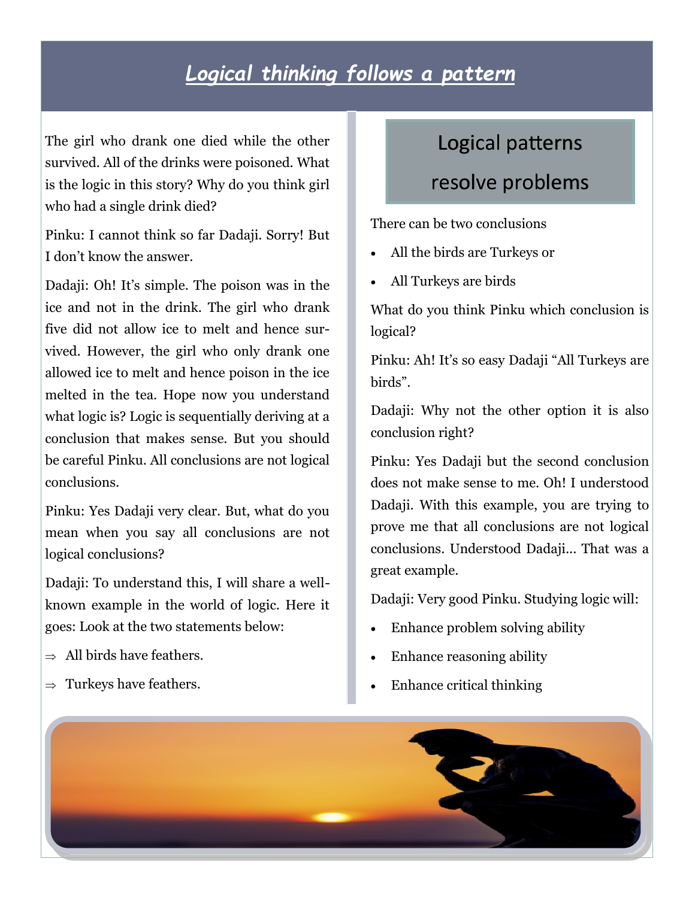# *Logical thinking follows a pattern*

The girl who drank one died while the other survived. All of the drinks were poisoned. What is the logic in this story? Why do you think girl who had a single drink died?

Pinku: I cannot think so far Dadaji. Sorry! But I don't know the answer.

Dadaji: Oh! It's simple. The poison was in the ice and not in the drink. The girl who drank five did not allow ice to melt and hence survived. However, the girl who only drank one allowed ice to melt and hence poison in the ice melted in the tea. Hope now you understand what logic is? Logic is sequentially deriving at a conclusion that makes sense. But you should be careful Pinku. All conclusions are not logical conclusions.

Pinku: Yes Dadaji very clear. But, what do you mean when you say all conclusions are not logical conclusions?

Dadaji: To understand this, I will share a well-known example in the world of logic. Here it goes: Look at the two statements below:

- ⇒ All birds have feathers.
- ⇒ Turkeys have feathers.

## Logical patterns resolve problems

There can be two conclusions

- All the birds are Turkeys or
- All Turkeys are birds

What do you think Pinku which conclusion is logical?

Pinku: Ah! It's so easy Dadaji "All Turkeys are birds".

Dadaji: Why not the other option it is also conclusion right?

Pinku: Yes Dadaji but the second conclusion does not make sense to me. Oh! I understood Dadaji. With this example, you are trying to prove me that all conclusions are not logical conclusions. Understood Dadaji… That was a great example.

Dadaji: Very good Pinku. Studying logic will:

- Enhance problem solving ability
- Enhance reasoning ability
- Enhance critical thinking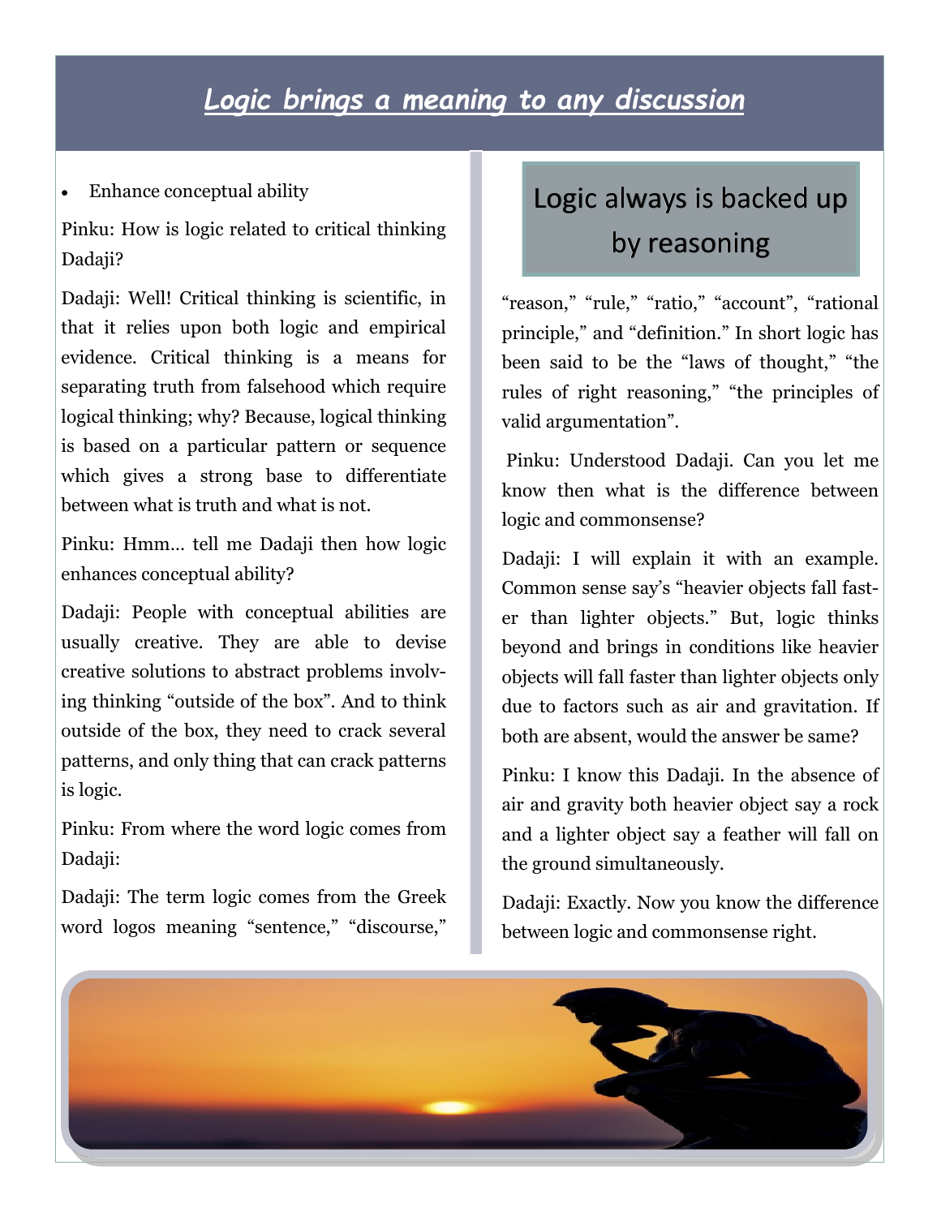## *Logic brings a meaning to any discussion*

- Enhance conceptual ability

Pinku: How is logic related to critical thinking Dadaji?

Dadaji: Well! Critical thinking is scientific, in that it relies upon both logic and empirical evidence. Critical thinking is a means for separating truth from falsehood which require logical thinking; why? Because, logical thinking is based on a particular pattern or sequence which gives a strong base to differentiate between what is truth and what is not.

Pinku: Hmm… tell me Dadaji then how logic enhances conceptual ability?

Dadaji: People with conceptual abilities are usually creative. They are able to devise creative solutions to abstract problems involving thinking "outside of the box". And to think outside of the box, they need to crack several patterns, and only thing that can crack patterns is logic.

Pinku: From where the word logic comes from Dadaji:

Dadaji: The term logic comes from the Greek word logos meaning "sentence," "discourse," "reason," "rule," "ratio," "account", "rational principle," and "definition." In short logic has been said to be the "laws of thought," "the rules of right reasoning," "the principles of valid argumentation".

### Logic always is backed up by reasoning

Pinku: Understood Dadaji. Can you let me know then what is the difference between logic and commonsense?

Dadaji: I will explain it with an example. Common sense say's "heavier objects fall faster than lighter objects." But, logic thinks beyond and brings in conditions like heavier objects will fall faster than lighter objects only due to factors such as air and gravitation. If both are absent, would the answer be same?

Pinku: I know this Dadaji. In the absence of air and gravity both heavier object say a rock and a lighter object say a feather will fall on the ground simultaneously.

Dadaji: Exactly. Now you know the difference between logic and commonsense right.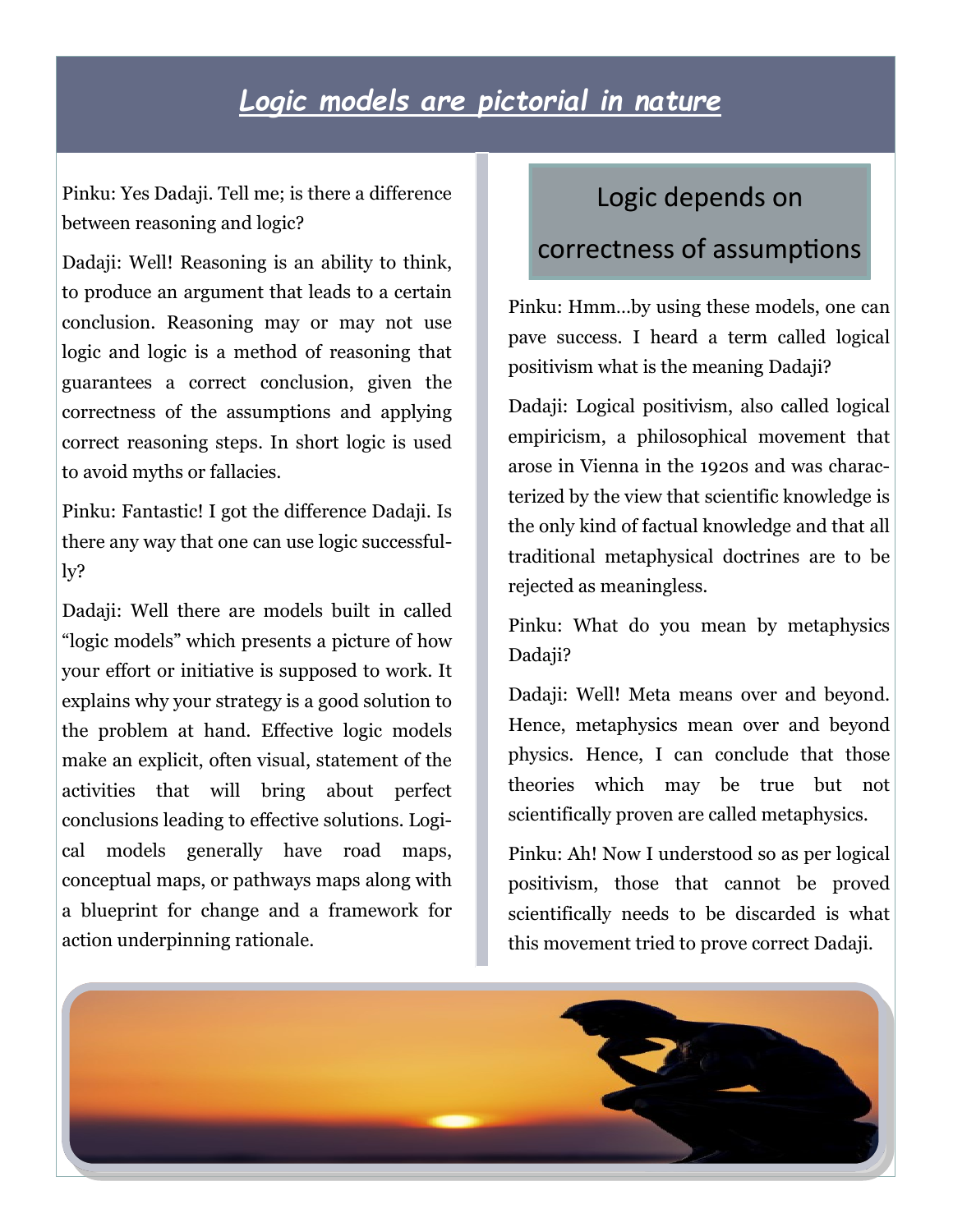# *Logic models are pictorial in nature*

Pinku: Yes Dadaji. Tell me; is there a difference between reasoning and logic?

Dadaji: Well! Reasoning is an ability to think, to produce an argument that leads to a certain conclusion. Reasoning may or may not use logic and logic is a method of reasoning that guarantees a correct conclusion, given the correctness of the assumptions and applying correct reasoning steps. In short logic is used to avoid myths or fallacies.

Pinku: Fantastic! I got the difference Dadaji. Is there any way that one can use logic successfully?

Dadaji: Well there are models built in called "logic models" which presents a picture of how your effort or initiative is supposed to work. It explains why your strategy is a good solution to the problem at hand. Effective logic models make an explicit, often visual, statement of the activities that will bring about perfect conclusions leading to effective solutions. Logical models generally have road maps, conceptual maps, or pathways maps along with a blueprint for change and a framework for action underpinning rationale.

## Logic depends on correctness of assumptions

Pinku: Hmm…by using these models, one can pave success. I heard a term called logical positivism what is the meaning Dadaji?

Dadaji: Logical positivism, also called logical empiricism, a philosophical movement that arose in Vienna in the 1920s and was characterized by the view that scientific knowledge is the only kind of factual knowledge and that all traditional metaphysical doctrines are to be rejected as meaningless.

Pinku: What do you mean by metaphysics Dadaji?

Dadaji: Well! Meta means over and beyond. Hence, metaphysics mean over and beyond physics. Hence, I can conclude that those theories which may be true but not scientifically proven are called metaphysics.

Pinku: Ah! Now I understood so as per logical positivism, those that cannot be proved scientifically needs to be discarded is what this movement tried to prove correct Dadaji.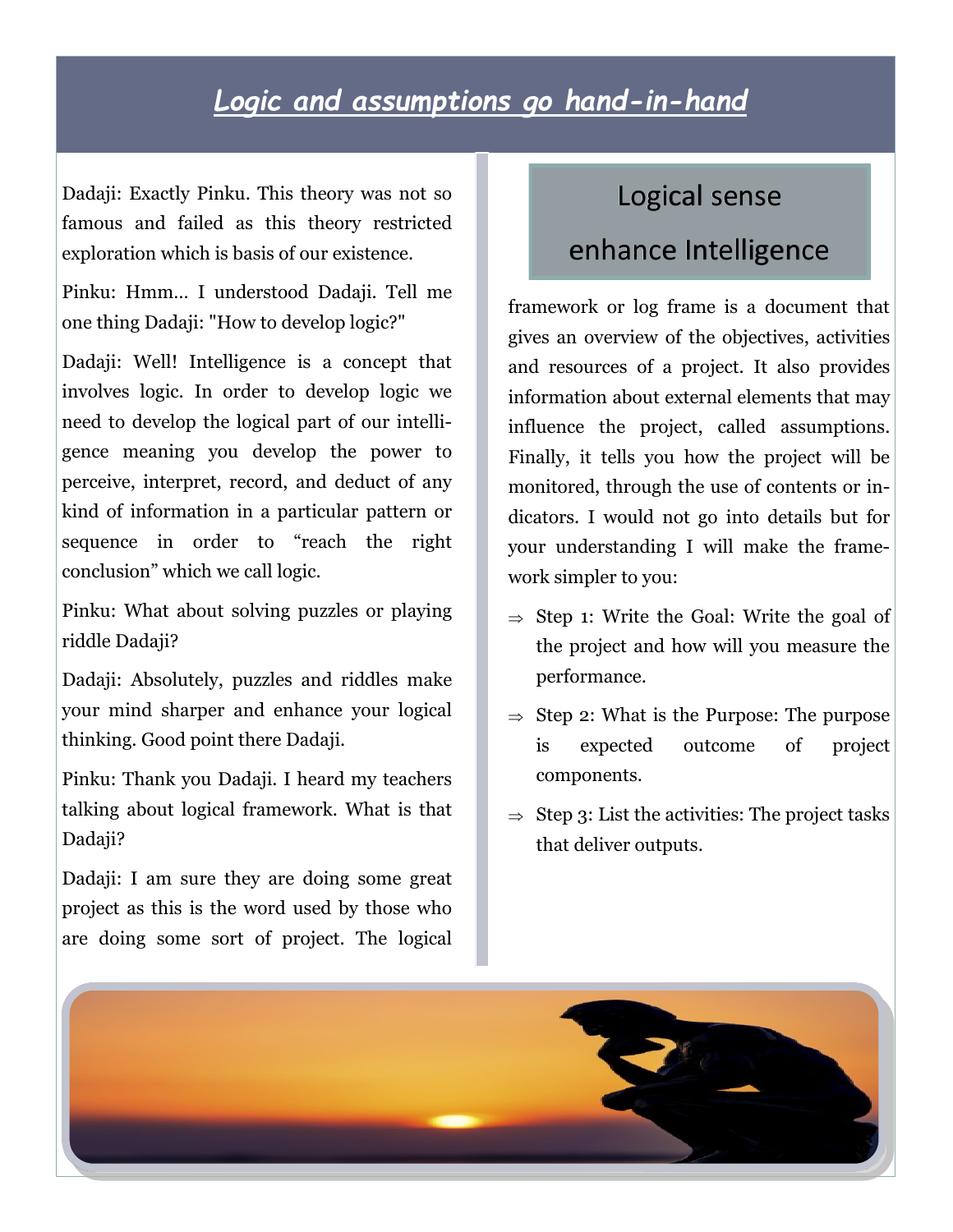# ***Logic and assumptions go hand-in-hand***

Dadaji: Exactly Pinku. This theory was not so famous and failed as this theory restricted exploration which is basis of our existence.

Pinku: Hmm… I understood Dadaji. Tell me one thing Dadaji: "How to develop logic?"

Dadaji: Well! Intelligence is a concept that involves logic. In order to develop logic we need to develop the logical part of our intelligence meaning you develop the power to perceive, interpret, record, and deduct of any kind of information in a particular pattern or sequence in order to "reach the right conclusion" which we call logic.

Pinku: What about solving puzzles or playing riddle Dadaji?

Dadaji: Absolutely, puzzles and riddles make your mind sharper and enhance your logical thinking. Good point there Dadaji.

Pinku: Thank you Dadaji. I heard my teachers talking about logical framework. What is that Dadaji?

Dadaji: I am sure they are doing some great project as this is the word used by those who are doing some sort of project. The logical framework or log frame is a document that gives an overview of the objectives, activities and resources of a project. It also provides information about external elements that may influence the project, called assumptions. Finally, it tells you how the project will be monitored, through the use of contents or indicators. I would not go into details but for your understanding I will make the framework simpler to you:

## Logical sense enhance Intelligence

- ⇒ Step 1: Write the Goal: Write the goal of the project and how will you measure the performance.
- ⇒ Step 2: What is the Purpose: The purpose is expected outcome of project components.
- ⇒ Step 3: List the activities: The project tasks that deliver outputs.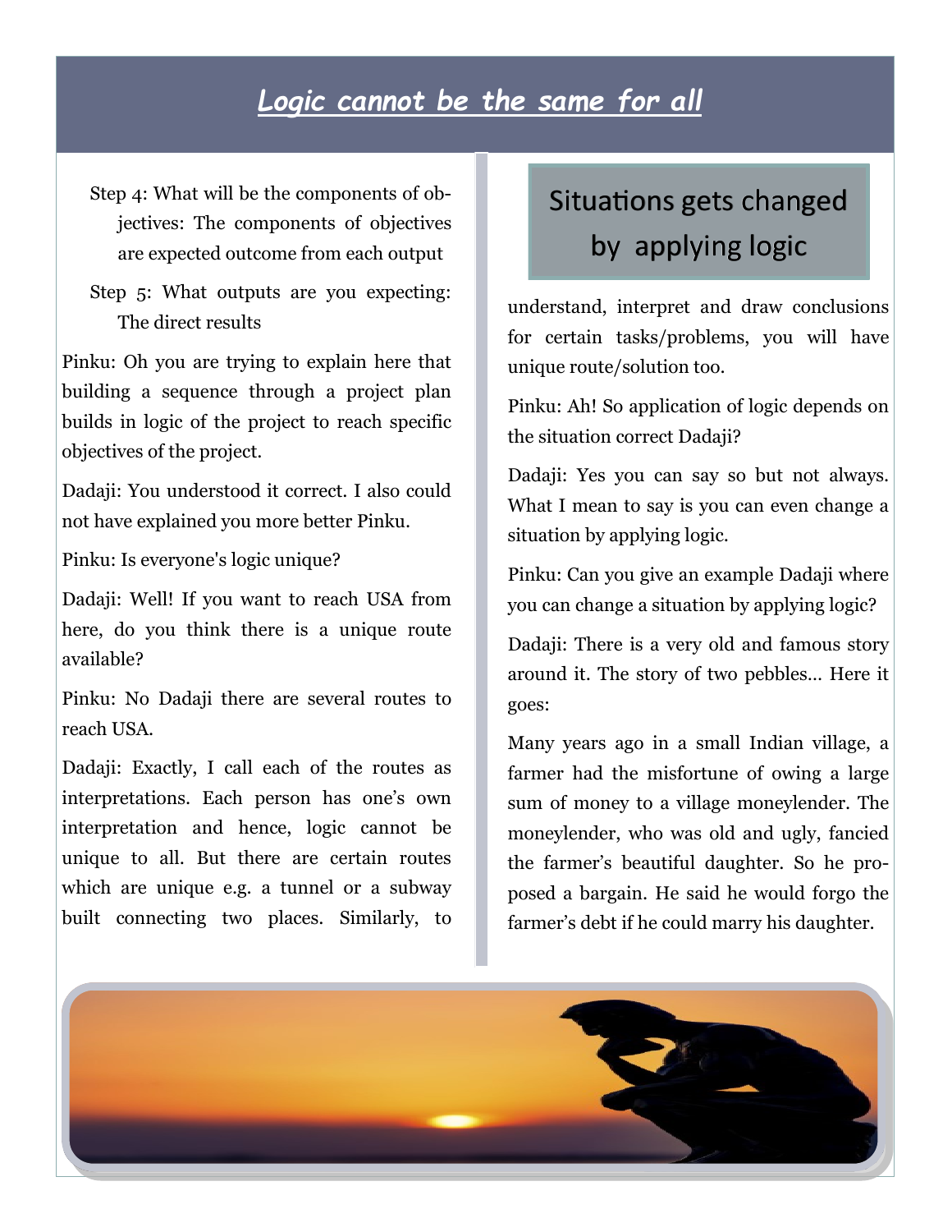# *Logic cannot be the same for all*

Step 4: What will be the components of objectives: The components of objectives are expected outcome from each output

Step 5: What outputs are you expecting: The direct results

Pinku: Oh you are trying to explain here that building a sequence through a project plan builds in logic of the project to reach specific objectives of the project.

Dadaji: You understood it correct. I also could not have explained you more better Pinku.

Pinku: Is everyone's logic unique?

Dadaji: Well! If you want to reach USA from here, do you think there is a unique route available?

Pinku: No Dadaji there are several routes to reach USA.

Dadaji: Exactly, I call each of the routes as interpretations. Each person has one's own interpretation and hence, logic cannot be unique to all. But there are certain routes which are unique e.g. a tunnel or a subway built connecting two places. Similarly, to understand, interpret and draw conclusions for certain tasks/problems, you will have unique route/solution too.

## Situations gets changed by applying logic

Pinku: Ah! So application of logic depends on the situation correct Dadaji?

Dadaji: Yes you can say so but not always. What I mean to say is you can even change a situation by applying logic.

Pinku: Can you give an example Dadaji where you can change a situation by applying logic?

Dadaji: There is a very old and famous story around it. The story of two pebbles… Here it goes:

Many years ago in a small Indian village, a farmer had the misfortune of owing a large sum of money to a village moneylender. The moneylender, who was old and ugly, fancied the farmer's beautiful daughter. So he proposed a bargain. He said he would forgo the farmer's debt if he could marry his daughter.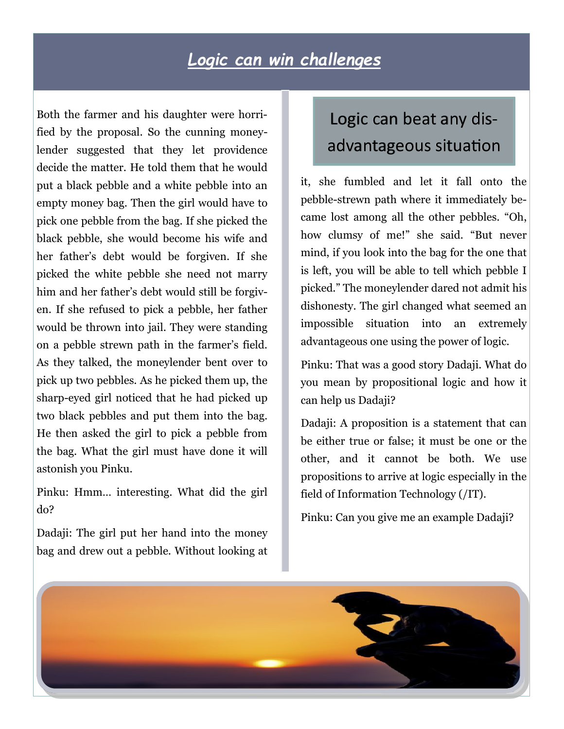# *Logic can win challenges*

Both the farmer and his daughter were horrified by the proposal. So the cunning moneylender suggested that they let providence decide the matter. He told them that he would put a black pebble and a white pebble into an empty money bag. Then the girl would have to pick one pebble from the bag. If she picked the black pebble, she would become his wife and her father's debt would be forgiven. If she picked the white pebble she need not marry him and her father's debt would still be forgiven. If she refused to pick a pebble, her father would be thrown into jail. They were standing on a pebble strewn path in the farmer's field. As they talked, the moneylender bent over to pick up two pebbles. As he picked them up, the sharp-eyed girl noticed that he had picked up two black pebbles and put them into the bag. He then asked the girl to pick a pebble from the bag. What the girl must have done it will astonish you Pinku.

Pinku: Hmm… interesting. What did the girl do?

Dadaji: The girl put her hand into the money bag and drew out a pebble. Without looking at it, she fumbled and let it fall onto the pebble-strewn path where it immediately became lost among all the other pebbles. "Oh, how clumsy of me!" she said. "But never mind, if you look into the bag for the one that is left, you will be able to tell which pebble I picked." The moneylender dared not admit his dishonesty. The girl changed what seemed an impossible situation into an extremely advantageous one using the power of logic.

## Logic can beat any disadvantageous situation

Pinku: That was a good story Dadaji. What do you mean by propositional logic and how it can help us Dadaji?

Dadaji: A proposition is a statement that can be either true or false; it must be one or the other, and it cannot be both. We use propositions to arrive at logic especially in the field of Information Technology (/IT).

Pinku: Can you give me an example Dadaji?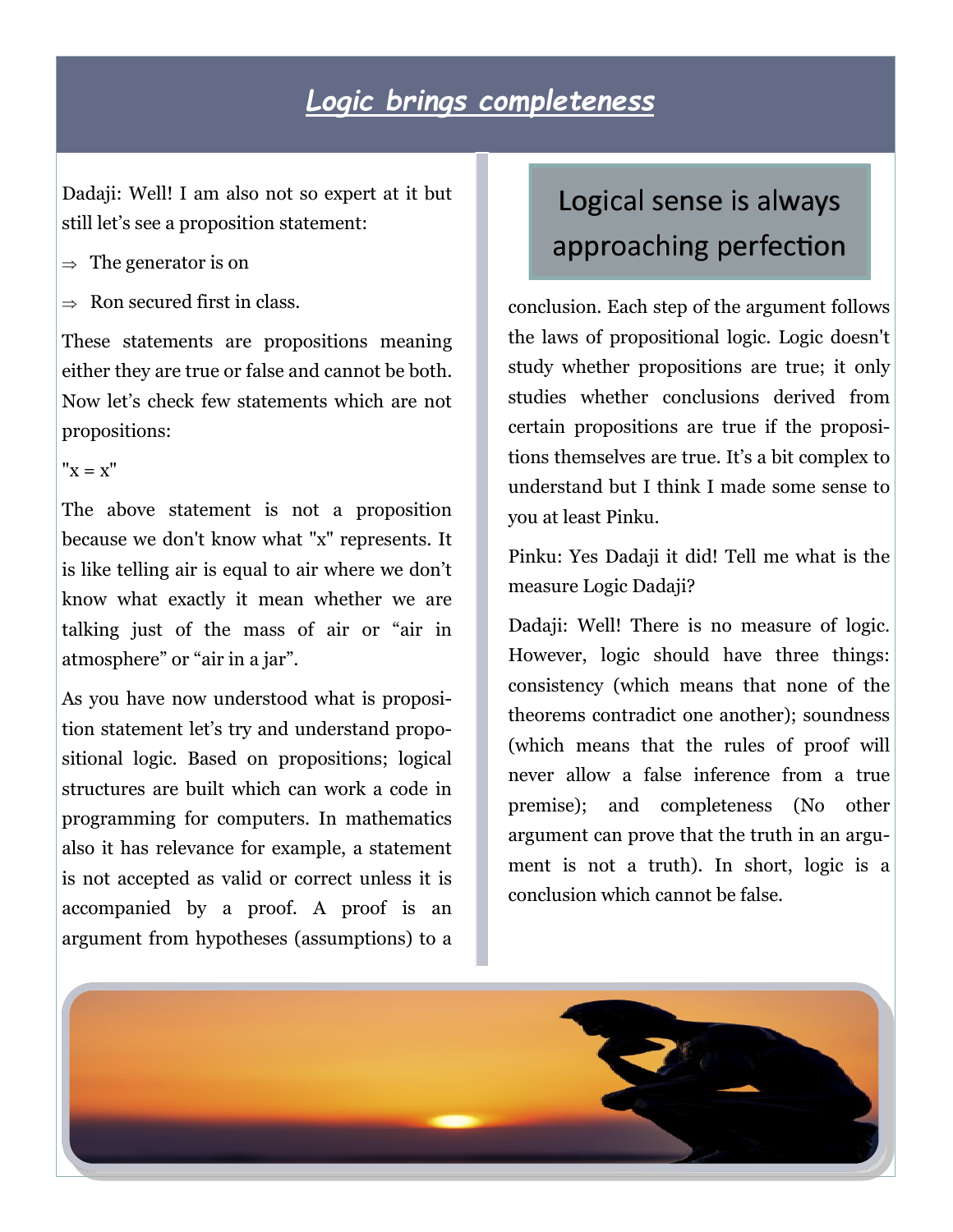# *Logic brings completeness*

Dadaji: Well! I am also not so expert at it but still let's see a proposition statement:

- ⇒ The generator is on
- ⇒ Ron secured first in class.

These statements are propositions meaning either they are true or false and cannot be both. Now let's check few statements which are not propositions:

"x = x"

The above statement is not a proposition because we don't know what "x" represents. It is like telling air is equal to air where we don't know what exactly it mean whether we are talking just of the mass of air or "air in atmosphere" or "air in a jar".

As you have now understood what is proposition statement let's try and understand propositional logic. Based on propositions; logical structures are built which can work a code in programming for computers. In mathematics also it has relevance for example, a statement is not accepted as valid or correct unless it is accompanied by a proof. A proof is an argument from hypotheses (assumptions) to a conclusion. Each step of the argument follows the laws of propositional logic. Logic doesn't study whether propositions are true; it only studies whether conclusions derived from certain propositions are true if the propositions themselves are true. It's a bit complex to understand but I think I made some sense to you at least Pinku.

> Logical sense is always approaching perfection

Pinku: Yes Dadaji it did! Tell me what is the measure Logic Dadaji?

Dadaji: Well! There is no measure of logic. However, logic should have three things: consistency (which means that none of the theorems contradict one another); soundness (which means that the rules of proof will never allow a false inference from a true premise); and completeness (No other argument can prove that the truth in an argument is not a truth). In short, logic is a conclusion which cannot be false.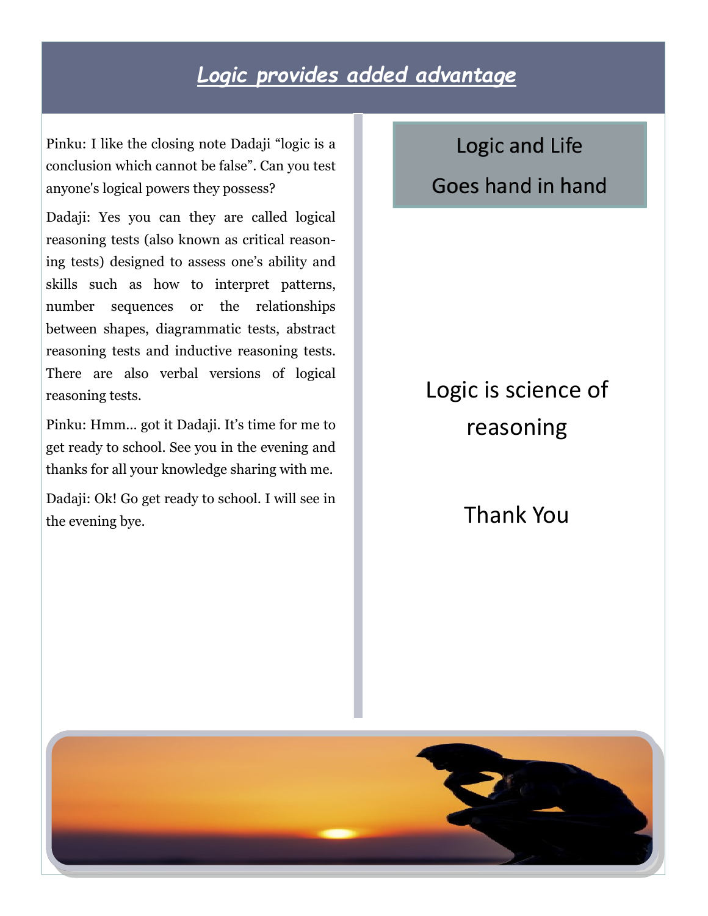# *Logic provides added advantage*

Pinku: I like the closing note Dadaji "logic is a conclusion which cannot be false". Can you test anyone's logical powers they possess?

Dadaji: Yes you can they are called logical reasoning tests (also known as critical reasoning tests) designed to assess one's ability and skills such as how to interpret patterns, number sequences or the relationships between shapes, diagrammatic tests, abstract reasoning tests and inductive reasoning tests. There are also verbal versions of logical reasoning tests.

Pinku: Hmm... got it Dadaji. It's time for me to get ready to school. See you in the evening and thanks for all your knowledge sharing with me.

Dadaji: Ok! Go get ready to school. I will see in the evening bye.

Logic and Life
Goes hand in hand

Logic is science of reasoning

Thank You